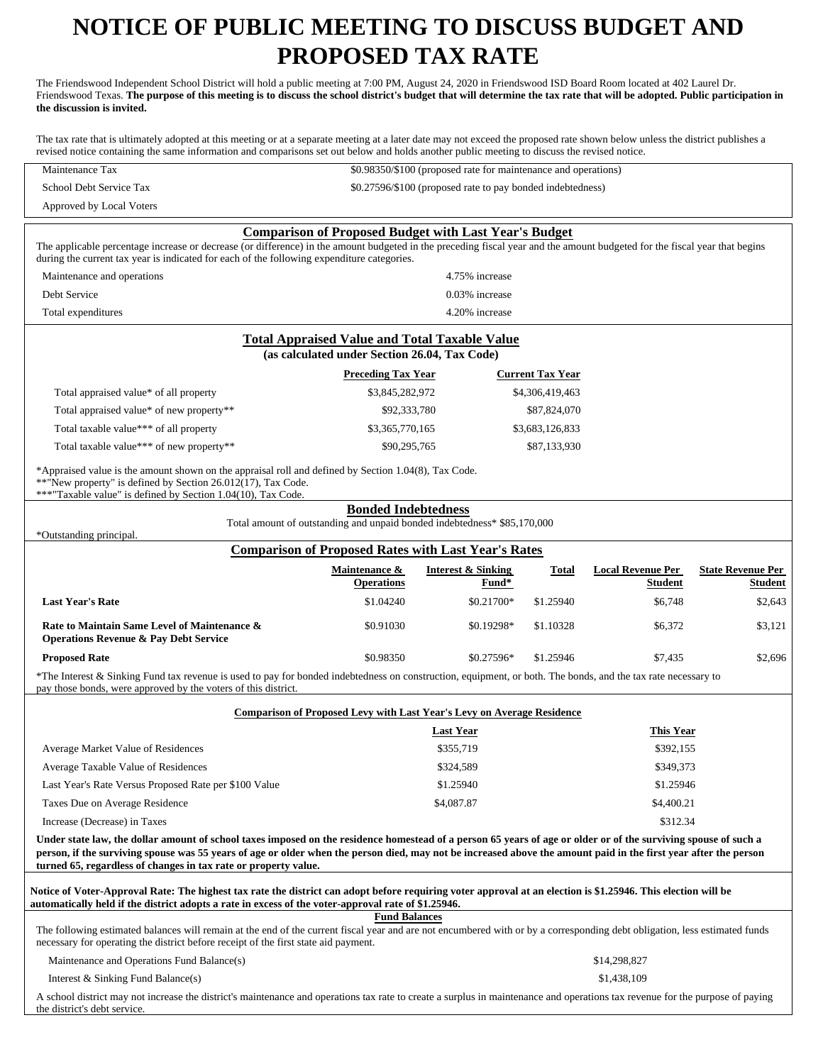# NOTICE OF PUBLIC MEETING TO DISCUSS BUDGET AND PROPOSED TAX RATE

The Friendswood Independent School District will hold a public meeting at 7:00 PM, August 24, 2020 in Friendswood ISD Board Room located at 402 Laurel Dr. Friendswood Texas. **The purpose of this meeting is to discuss the school district's budget that will determine the tax rate that will be adopted. Public participation in the discussion is invited.**

The tax rate that is ultimately adopted at this meeting or at a separate meeting at a later date may not exceed the proposed rate shown below unless the district publishes a revised notice containing the same information and comparisons set out below and holds another public meeting to discuss the revised notice.

| | |
|---|---|
| Maintenance Tax | $0.98350/$100 (proposed rate for maintenance and operations) |
| School Debt Service Tax | $0.27596/$100 (proposed rate to pay bonded indebtedness) |
| Approved by Local Voters | |

## Comparison of Proposed Budget with Last Year's Budget

The applicable percentage increase or decrease (or difference) in the amount budgeted in the preceding fiscal year and the amount budgeted for the fiscal year that begins during the current tax year is indicated for each of the following expenditure categories.

| | |
|---|---|
| Maintenance and operations | 4.75% increase |
| Debt Service | 0.03% increase |
| Total expenditures | 4.20% increase |

## Total Appraised Value and Total Taxable Value

**(as calculated under Section 26.04, Tax Code)**

| | Preceding Tax Year | Current Tax Year |
|---|---|---|
| Total appraised value* of all property | $3,845,282,972 | $4,306,419,463 |
| Total appraised value* of new property** | $92,333,780 | $87,824,070 |
| Total taxable value*** of all property | $3,365,770,165 | $3,683,126,833 |
| Total taxable value*** of new property** | $90,295,765 | $87,133,930 |

*Appraised value is the amount shown on the appraisal roll and defined by Section 1.04(8), Tax Code.
**"New property" is defined by Section 26.012(17), Tax Code.
***"Taxable value" is defined by Section 1.04(10), Tax Code.

## Bonded Indebtedness

Total amount of outstanding and unpaid bonded indebtedness* $85,170,000

*Outstanding principal.

## Comparison of Proposed Rates with Last Year's Rates

| | Maintenance & Operations | Interest & Sinking Fund* | Total | Local Revenue Per Student | State Revenue Per Student |
|---|---|---|---|---|---|
| **Last Year's Rate** | $1.04240 | $0.21700* | $1.25940 | $6,748 | $2,643 |
| **Rate to Maintain Same Level of Maintenance & Operations Revenue & Pay Debt Service** | $0.91030 | $0.19298* | $1.10328 | $6,372 | $3,121 |
| **Proposed Rate** | $0.98350 | $0.27596* | $1.25946 | $7,435 | $2,696 |

*The Interest & Sinking Fund tax revenue is used to pay for bonded indebtedness on construction, equipment, or both. The bonds, and the tax rate necessary to pay those bonds, were approved by the voters of this district.

## Comparison of Proposed Levy with Last Year's Levy on Average Residence

| | Last Year | This Year |
|---|---|---|
| Average Market Value of Residences | $355,719 | $392,155 |
| Average Taxable Value of Residences | $324,589 | $349,373 |
| Last Year's Rate Versus Proposed Rate per $100 Value | $1.25940 | $1.25946 |
| Taxes Due on Average Residence | $4,087.87 | $4,400.21 |
| Increase (Decrease) in Taxes | | $312.34 |

**Under state law, the dollar amount of school taxes imposed on the residence homestead of a person 65 years of age or older or of the surviving spouse of such a person, if the surviving spouse was 55 years of age or older when the person died, may not be increased above the amount paid in the first year after the person turned 65, regardless of changes in tax rate or property value.**

**Notice of Voter-Approval Rate: The highest tax rate the district can adopt before requiring voter approval at an election is $1.25946. This election will be automatically held if the district adopts a rate in excess of the voter-approval rate of $1.25946.**

## Fund Balances

The following estimated balances will remain at the end of the current fiscal year and are not encumbered with or by a corresponding debt obligation, less estimated funds necessary for operating the district before receipt of the first state aid payment.

| | |
|---|---|
| Maintenance and Operations Fund Balance(s) | $14,298,827 |
| Interest & Sinking Fund Balance(s) | $1,438,109 |

A school district may not increase the district's maintenance and operations tax rate to create a surplus in maintenance and operations tax revenue for the purpose of paying the district's debt service.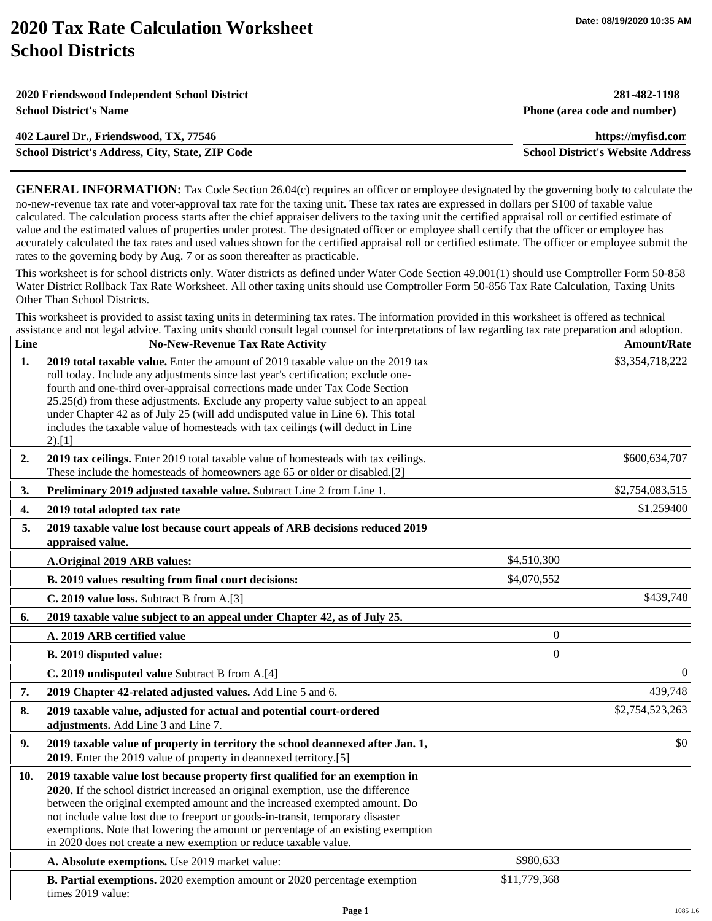# 2020 Tax Rate Calculation Worksheet
# School Districts

Date: 08/19/2020 10:35 AM

| | |
|---|---|
| **2020 Friendswood Independent School District** | **281-482-1198** |
| **School District's Name** | **Phone (area code and number)** |
| **402 Laurel Dr., Friendswood, TX, 77546** | **https://myfisd.com** |
| **School District's Address, City, State, ZIP Code** | **School District's Website Address** |

**GENERAL INFORMATION:** Tax Code Section 26.04(c) requires an officer or employee designated by the governing body to calculate the no-new-revenue tax rate and voter-approval tax rate for the taxing unit. These tax rates are expressed in dollars per $100 of taxable value calculated. The calculation process starts after the chief appraiser delivers to the taxing unit the certified appraisal roll or certified estimate of value and the estimated values of properties under protest. The designated officer or employee shall certify that the officer or employee has accurately calculated the tax rates and used values shown for the certified appraisal roll or certified estimate. The officer or employee submit the rates to the governing body by Aug. 7 or as soon thereafter as practicable.

This worksheet is for school districts only. Water districts as defined under Water Code Section 49.001(1) should use Comptroller Form 50-858 Water District Rollback Tax Rate Worksheet. All other taxing units should use Comptroller Form 50-856 Tax Rate Calculation, Taxing Units Other Than School Districts.

This worksheet is provided to assist taxing units in determining tax rates. The information provided in this worksheet is offered as technical assistance and not legal advice. Taxing units should consult legal counsel for interpretations of law regarding tax rate preparation and adoption.

| Line | No-New-Revenue Tax Rate Activity | | Amount/Rate |
|---|---|---|---|
| **1.** | **2019 total taxable value.** Enter the amount of 2019 taxable value on the 2019 tax roll today. Include any adjustments since last year's certification; exclude one-fourth and one-third over-appraisal corrections made under Tax Code Section 25.25(d) from these adjustments. Exclude any property value subject to an appeal under Chapter 42 as of July 25 (will add undisputed value in Line 6). This total includes the taxable value of homesteads with tax ceilings (will deduct in Line 2).[1] | | $3,354,718,222 |
| **2.** | **2019 tax ceilings.** Enter 2019 total taxable value of homesteads with tax ceilings. These include the homesteads of homeowners age 65 or older or disabled.[2] | | $600,634,707 |
| **3.** | **Preliminary 2019 adjusted taxable value.** Subtract Line 2 from Line 1. | | $2,754,083,515 |
| **4.** | **2019 total adopted tax rate** | | $1.259400 |
| **5.** | **2019 taxable value lost because court appeals of ARB decisions reduced 2019 appraised value.** | | |
| | **A.Original 2019 ARB values:** | $4,510,300 | |
| | **B. 2019 values resulting from final court decisions:** | $4,070,552 | |
| | **C. 2019 value loss.** Subtract B from A.[3] | | $439,748 |
| **6.** | **2019 taxable value subject to an appeal under Chapter 42, as of July 25.** | | |
| | **A. 2019 ARB certified value** | 0 | |
| | **B. 2019 disputed value:** | 0 | |
| | **C. 2019 undisputed value** Subtract B from A.[4] | | 0 |
| **7.** | **2019 Chapter 42-related adjusted values.** Add Line 5 and 6. | | 439,748 |
| **8.** | **2019 taxable value, adjusted for actual and potential court-ordered adjustments.** Add Line 3 and Line 7. | | $2,754,523,263 |
| **9.** | **2019 taxable value of property in territory the school deannexed after Jan. 1, 2019.** Enter the 2019 value of property in deannexed territory.[5] | | $0 |
| **10.** | **2019 taxable value lost because property first qualified for an exemption in 2020.** If the school district increased an original exemption, use the difference between the original exempted amount and the increased exempted amount. Do not include value lost due to freeport or goods-in-transit, temporary disaster exemptions. Note that lowering the amount or percentage of an existing exemption in 2020 does not create a new exemption or reduce taxable value. | | |
| | **A. Absolute exemptions.** Use 2019 market value: | $980,633 | |
| | **B. Partial exemptions.** 2020 exemption amount or 2020 percentage exemption times 2019 value: | $11,779,368 | |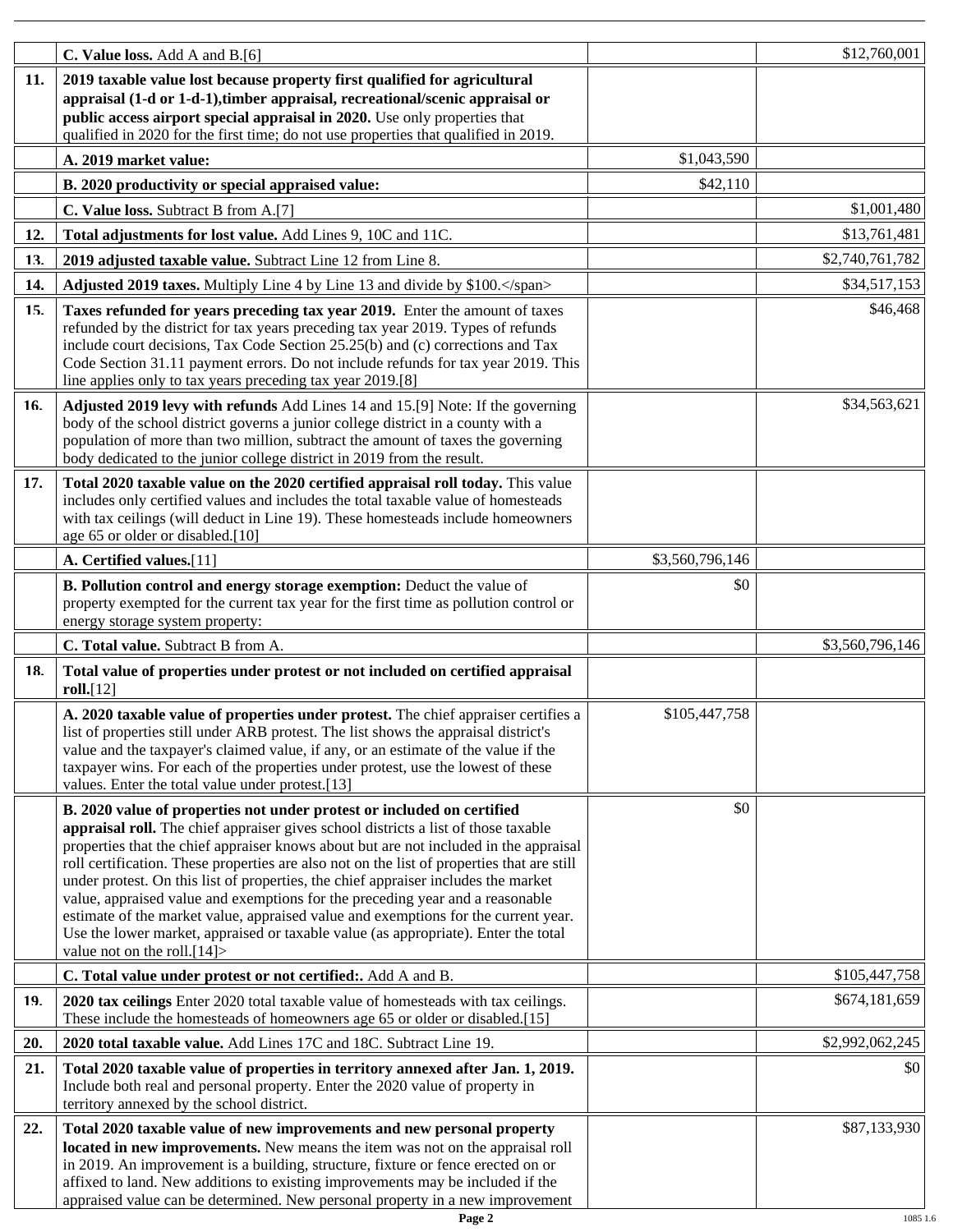|  |  |  |  |
| --- | --- | --- | --- |
|  | **C. Value loss.** Add A and B.[6] |  | $12,760,001 |
| **11.** | **2019 taxable value lost because property first qualified for agricultural appraisal (1-d or 1-d-1),timber appraisal, recreational/scenic appraisal or public access airport special appraisal in 2020.** Use only properties that qualified in 2020 for the first time; do not use properties that qualified in 2019. |  |  |
|  | **A. 2019 market value:** | $1,043,590 |  |
|  | **B. 2020 productivity or special appraised value:** | $42,110 |  |
|  | **C. Value loss.** Subtract B from A.[7] |  | $1,001,480 |
| **12.** | **Total adjustments for lost value.** Add Lines 9, 10C and 11C. |  | $13,761,481 |
| **13.** | **2019 adjusted taxable value.** Subtract Line 12 from Line 8. |  | $2,740,761,782 |
| **14.** | **Adjusted 2019 taxes.** Multiply Line 4 by Line 13 and divide by $100.</span> |  | $34,517,153 |
| **15.** | **Taxes refunded for years preceding tax year 2019.** Enter the amount of taxes refunded by the district for tax years preceding tax year 2019. Types of refunds include court decisions, Tax Code Section 25.25(b) and (c) corrections and Tax Code Section 31.11 payment errors. Do not include refunds for tax year 2019. This line applies only to tax years preceding tax year 2019.[8] |  | $46,468 |
| **16.** | **Adjusted 2019 levy with refunds** Add Lines 14 and 15.[9] Note: If the governing body of the school district governs a junior college district in a county with a population of more than two million, subtract the amount of taxes the governing body dedicated to the junior college district in 2019 from the result. |  | $34,563,621 |
| **17.** | **Total 2020 taxable value on the 2020 certified appraisal roll today.** This value includes only certified values and includes the total taxable value of homesteads with tax ceilings (will deduct in Line 19). These homesteads include homeowners age 65 or older or disabled.[10] |  |  |
|  | **A. Certified values.**[11] | $3,560,796,146 |  |
|  | **B. Pollution control and energy storage exemption:** Deduct the value of property exempted for the current tax year for the first time as pollution control or energy storage system property: | $0 |  |
|  | **C. Total value.** Subtract B from A. |  | $3,560,796,146 |
| **18.** | **Total value of properties under protest or not included on certified appraisal roll.**[12] |  |  |
|  | **A. 2020 taxable value of properties under protest.** The chief appraiser certifies a list of properties still under ARB protest. The list shows the appraisal district's value and the taxpayer's claimed value, if any, or an estimate of the value if the taxpayer wins. For each of the properties under protest, use the lowest of these values. Enter the total value under protest.[13] | $105,447,758 |  |
|  | **B. 2020 value of properties not under protest or included on certified appraisal roll.** The chief appraiser gives school districts a list of those taxable properties that the chief appraiser knows about but are not included in the appraisal roll certification. These properties are also not on the list of properties that are still under protest. On this list of properties, the chief appraiser includes the market value, appraised value and exemptions for the preceding year and a reasonable estimate of the market value, appraised value and exemptions for the current year. Use the lower market, appraised or taxable value (as appropriate). Enter the total value not on the roll.[14]> | $0 |  |
|  | **C. Total value under protest or not certified:.** Add A and B. |  | $105,447,758 |
| **19.** | **2020 tax ceilings** Enter 2020 total taxable value of homesteads with tax ceilings. These include the homesteads of homeowners age 65 or older or disabled.[15] |  | $674,181,659 |
| **20.** | **2020 total taxable value.** Add Lines 17C and 18C. Subtract Line 19. |  | $2,992,062,245 |
| **21.** | **Total 2020 taxable value of properties in territory annexed after Jan. 1, 2019.** Include both real and personal property. Enter the 2020 value of property in territory annexed by the school district. |  | $0 |
| **22.** | **Total 2020 taxable value of new improvements and new personal property located in new improvements.** New means the item was not on the appraisal roll in 2019. An improvement is a building, structure, fixture or fence erected on or affixed to land. New additions to existing improvements may be included if the appraised value can be determined. New personal property in a new improvement |  | $87,133,930 |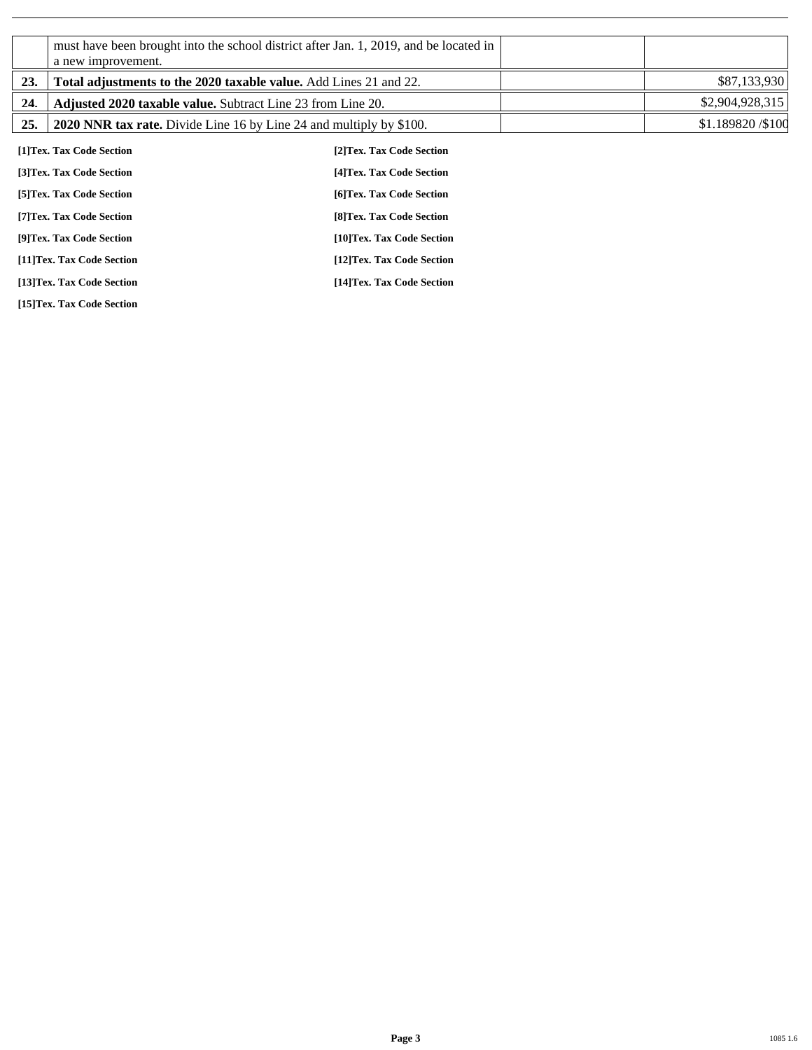|  |  |  |  |
|---|---|---|---|
|  | must have been brought into the school district after Jan. 1, 2019, and be located in a new improvement. |  |  |
| 23. | **Total adjustments to the 2020 taxable value.** Add Lines 21 and 22. |  | $87,133,930 |
| 24. | **Adjusted 2020 taxable value.** Subtract Line 23 from Line 20. |  | $2,904,928,315 |
| 25. | **2020 NNR tax rate.** Divide Line 16 by Line 24 and multiply by $100. |  | $1.189820 /$100 |

**[1]Tex. Tax Code Section**

**[2]Tex. Tax Code Section**

**[3]Tex. Tax Code Section**

**[4]Tex. Tax Code Section**

**[5]Tex. Tax Code Section**

**[6]Tex. Tax Code Section**

**[7]Tex. Tax Code Section**

**[8]Tex. Tax Code Section**

**[9]Tex. Tax Code Section**

**[10]Tex. Tax Code Section**

**[11]Tex. Tax Code Section**

**[12]Tex. Tax Code Section**

**[13]Tex. Tax Code Section**

**[14]Tex. Tax Code Section**

**[15]Tex. Tax Code Section**

1085 1.6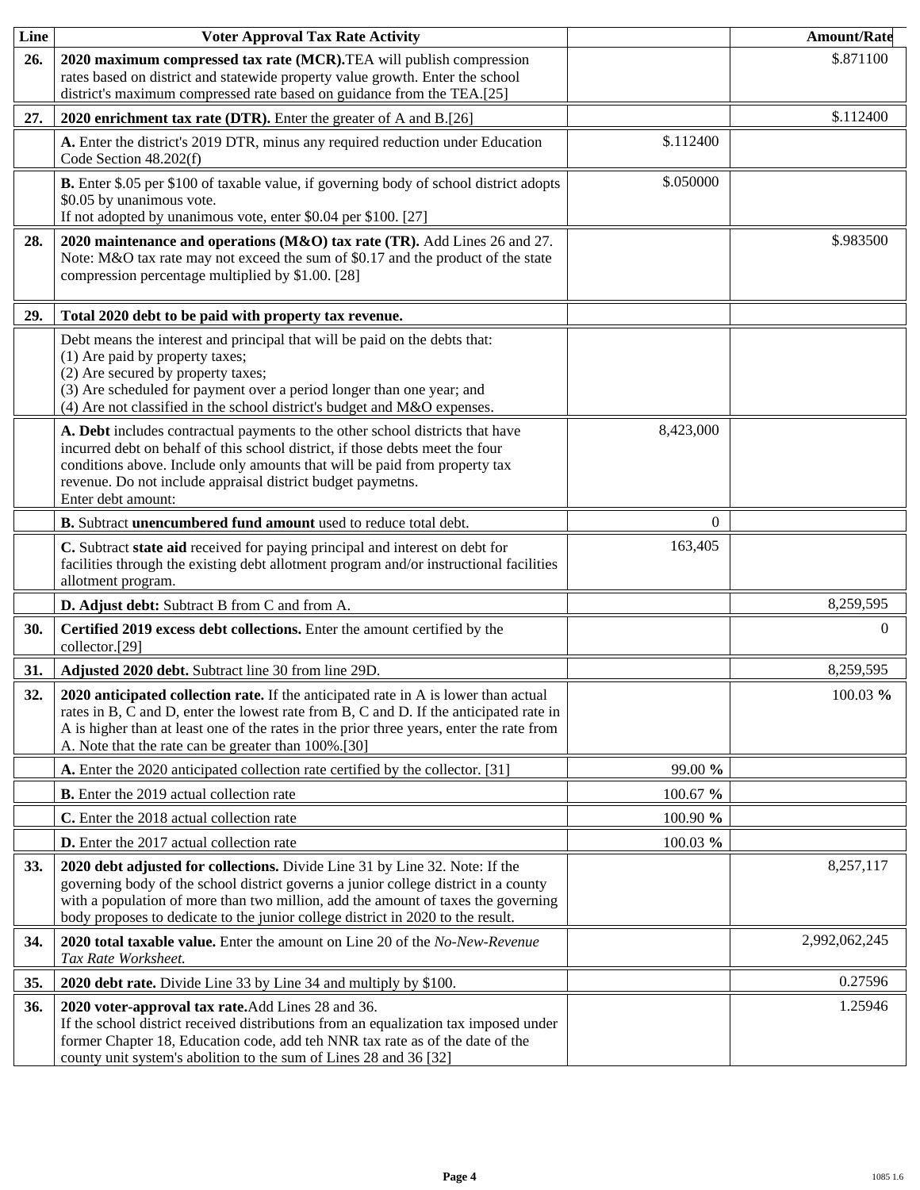| Line | Voter Approval Tax Rate Activity | | Amount/Rate |
|---|---|---|---|
| **26.** | **2020 maximum compressed tax rate (MCR).** TEA will publish compression rates based on district and statewide property value growth. Enter the school district's maximum compressed rate based on guidance from the TEA.[25] | | $.871100 |
| **27.** | **2020 enrichment tax rate (DTR).** Enter the greater of A and B.[26] | | $.112400 |
| | **A.** Enter the district's 2019 DTR, minus any required reduction under Education Code Section 48.202(f) | $.112400 | |
| | **B.** Enter $.05 per $100 of taxable value, if governing body of school district adopts $0.05 by unanimous vote.<br>If not adopted by unanimous vote, enter $0.04 per $100. [27] | $.050000 | |
| **28.** | **2020 maintenance and operations (M&O) tax rate (TR).** Add Lines 26 and 27. Note: M&O tax rate may not exceed the sum of $0.17 and the product of the state compression percentage multiplied by $1.00. [28] | | $.983500 |
| **29.** | **Total 2020 debt to be paid with property tax revenue.** | | |
| | Debt means the interest and principal that will be paid on the debts that:<br>(1) Are paid by property taxes;<br>(2) Are secured by property taxes;<br>(3) Are scheduled for payment over a period longer than one year; and<br>(4) Are not classified in the school district's budget and M&O expenses. | | |
| | **A. Debt** includes contractual payments to the other school districts that have incurred debt on behalf of this school district, if those debts meet the four conditions above. Include only amounts that will be paid from property tax revenue. Do not include appraisal district budget paymetns.<br>Enter debt amount: | 8,423,000 | |
| | **B.** Subtract **unencumbered fund amount** used to reduce total debt. | 0 | |
| | **C.** Subtract **state aid** received for paying principal and interest on debt for facilities through the existing debt allotment program and/or instructional facilities allotment program. | 163,405 | |
| | **D. Adjust debt:** Subtract B from C and from A. | | 8,259,595 |
| **30.** | **Certified 2019 excess debt collections.** Enter the amount certified by the collector.[29] | | 0 |
| **31.** | **Adjusted 2020 debt.** Subtract line 30 from line 29D. | | 8,259,595 |
| **32.** | **2020 anticipated collection rate.** If the anticipated rate in A is lower than actual rates in B, C and D, enter the lowest rate from B, C and D. If the anticipated rate in A is higher than at least one of the rates in the prior three years, enter the rate from A. Note that the rate can be greater than 100%.[30] | | 100.03 **%** |
| | **A.** Enter the 2020 anticipated collection rate certified by the collector. [31] | 99.00 **%** | |
| | **B.** Enter the 2019 actual collection rate | 100.67 **%** | |
| | **C.** Enter the 2018 actual collection rate | 100.90 **%** | |
| | **D.** Enter the 2017 actual collection rate | 100.03 **%** | |
| **33.** | **2020 debt adjusted for collections.** Divide Line 31 by Line 32. Note: If the governing body of the school district governs a junior college district in a county with a population of more than two million, add the amount of taxes the governing body proposes to dedicate to the junior college district in 2020 to the result. | | 8,257,117 |
| **34.** | **2020 total taxable value.** Enter the amount on Line 20 of the *No-New-Revenue Tax Rate Worksheet.* | | 2,992,062,245 |
| **35.** | **2020 debt rate.** Divide Line 33 by Line 34 and multiply by $100. | | 0.27596 |
| **36.** | **2020 voter-approval tax rate.** Add Lines 28 and 36.<br>If the school district received distributions from an equalization tax imposed under former Chapter 18, Education code, add teh NNR tax rate as of the date of the county unit system's abolition to the sum of Lines 28 and 36 [32] | | 1.25946 |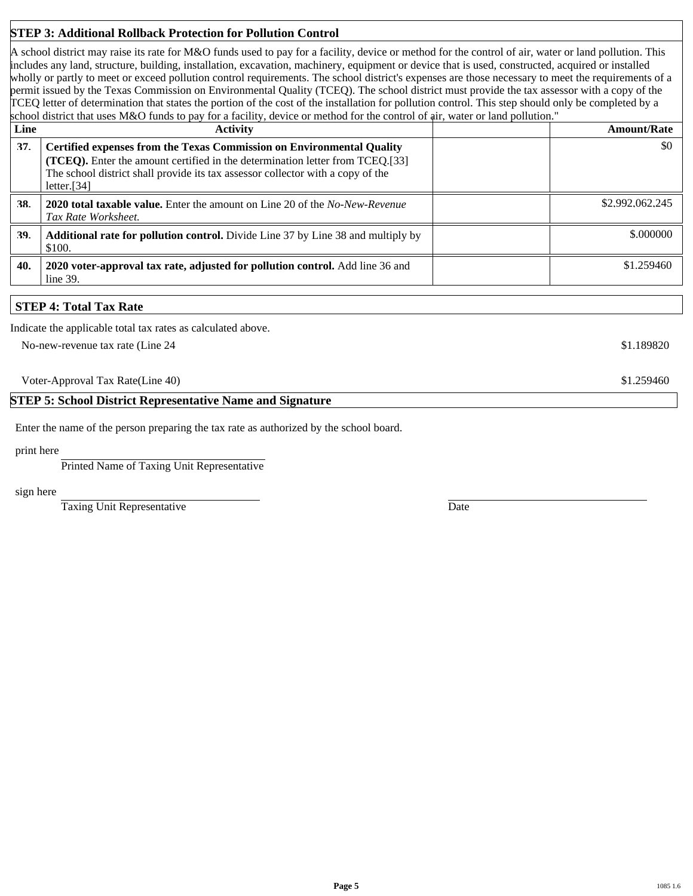## STEP 3: Additional Rollback Protection for Pollution Control

A school district may raise its rate for M&O funds used to pay for a facility, device or method for the control of air, water or land pollution. This includes any land, structure, building, installation, excavation, machinery, equipment or device that is used, constructed, acquired or installed wholly or partly to meet or exceed pollution control requirements. The school district's expenses are those necessary to meet the requirements of a permit issued by the Texas Commission on Environmental Quality (TCEQ). The school district must provide the tax assessor with a copy of the TCEQ letter of determination that states the portion of the cost of the installation for pollution control. This step should only be completed by a school district that uses M&O funds to pay for a facility, device or method for the control of air, water or land pollution."

| Line | Activity | | Amount/Rate |
|---|---|---|---|
| 37. | **Certified expenses from the Texas Commission on Environmental Quality (TCEQ).** Enter the amount certified in the determination letter from TCEQ.[33] The school district shall provide its tax assessor collector with a copy of the letter.[34] | | $0 |
| 38. | **2020 total taxable value.** Enter the amount on Line 20 of the *No-New-Revenue Tax Rate Worksheet.* | | $2,992,062,245 |
| 39. | **Additional rate for pollution control.** Divide Line 37 by Line 38 and multiply by $100. | | $.000000 |
| 40. | **2020 voter-approval tax rate, adjusted for pollution control.** Add line 36 and line 39. | | $1.259460 |

## STEP 4: Total Tax Rate

Indicate the applicable total tax rates as calculated above.

No-new-revenue tax rate (Line 24 $1.189820

Voter-Approval Tax Rate(Line 40) $1.259460

## STEP 5: School District Representative Name and Signature

Enter the name of the person preparing the tax rate as authorized by the school board.

print here ______________________________
Printed Name of Taxing Unit Representative

sign here ______________________________
Taxing Unit Representative

______________________________
Date